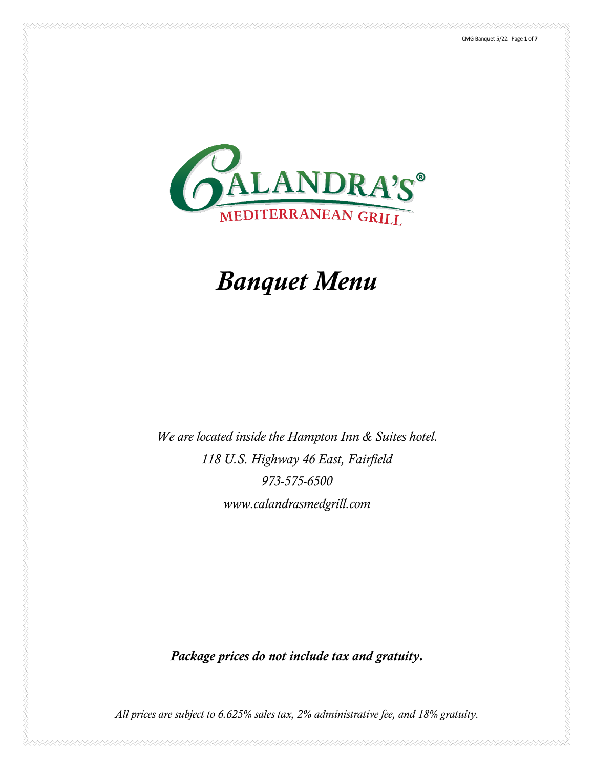# CALANDRA'S®

## MEDITERRANEAN GRILL

# *Banquet Menu*

*We are located inside the Hampton Inn & Suites hotel.*

*118 U.S. Highway 46 East, Fairfield*

*973-575-6500*

*www.calandrasmedgrill.com*

***Package prices do not include tax and gratuity.***

*All prices are subject to 6.625% sales tax, 2% administrative fee, and 18% gratuity.*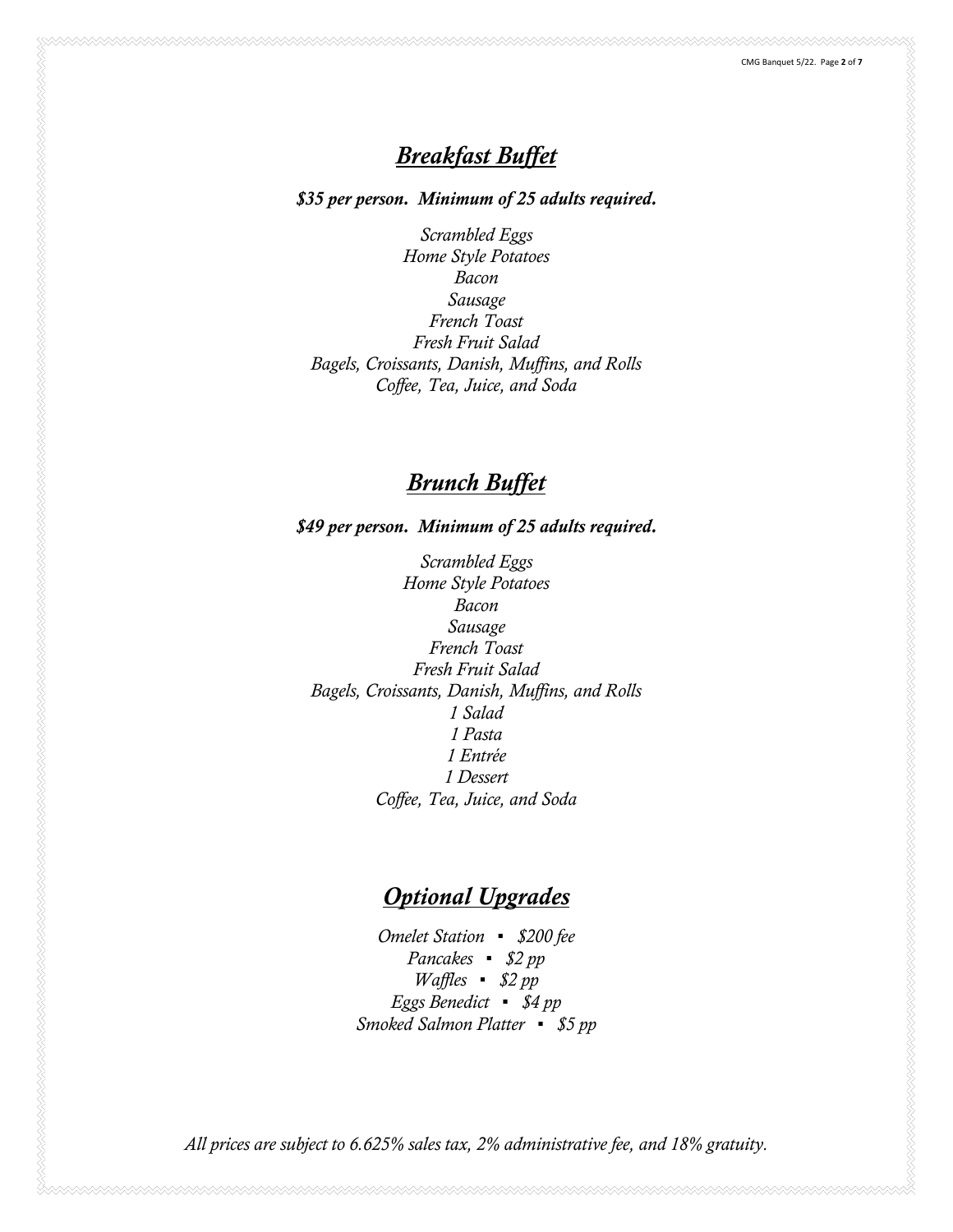## *Breakfast Buffet*

***$35 per person. Minimum of 25 adults required.***

*Scrambled Eggs*
*Home Style Potatoes*
*Bacon*
*Sausage*
*French Toast*
*Fresh Fruit Salad*
*Bagels, Croissants, Danish, Muffins, and Rolls*
*Coffee, Tea, Juice, and Soda*

## *Brunch Buffet*

***$49 per person. Minimum of 25 adults required.***

*Scrambled Eggs*
*Home Style Potatoes*
*Bacon*
*Sausage*
*French Toast*
*Fresh Fruit Salad*
*Bagels, Croissants, Danish, Muffins, and Rolls*
*1 Salad*
*1 Pasta*
*1 Entrée*
*1 Dessert*
*Coffee, Tea, Juice, and Soda*

## *Optional Upgrades*

*Omelet Station ▪ $200 fee*
*Pancakes ▪ $2 pp*
*Waffles ▪ $2 pp*
*Eggs Benedict ▪ $4 pp*
*Smoked Salmon Platter ▪ $5 pp*

*All prices are subject to 6.625% sales tax, 2% administrative fee, and 18% gratuity.*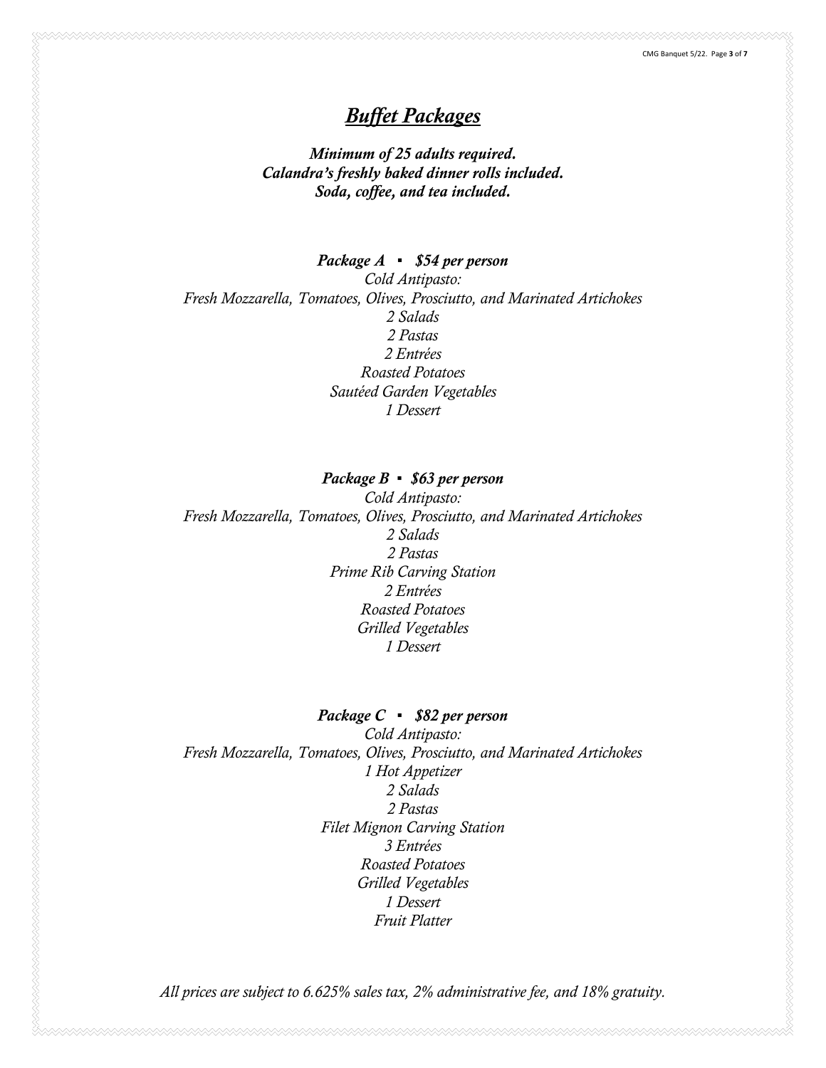# *Buffet Packages*

***Minimum of 25 adults required.***
***Calandra's freshly baked dinner rolls included.***
***Soda, coffee, and tea included.***

***Package A ▪ $54 per person***

*Cold Antipasto:*
*Fresh Mozzarella, Tomatoes, Olives, Prosciutto, and Marinated Artichokes*
*2 Salads*
*2 Pastas*
*2 Entrées*
*Roasted Potatoes*
*Sautéed Garden Vegetables*
*1 Dessert*

***Package B ▪ $63 per person***

*Cold Antipasto:*
*Fresh Mozzarella, Tomatoes, Olives, Prosciutto, and Marinated Artichokes*
*2 Salads*
*2 Pastas*
*Prime Rib Carving Station*
*2 Entrées*
*Roasted Potatoes*
*Grilled Vegetables*
*1 Dessert*

***Package C ▪ $82 per person***

*Cold Antipasto:*
*Fresh Mozzarella, Tomatoes, Olives, Prosciutto, and Marinated Artichokes*
*1 Hot Appetizer*
*2 Salads*
*2 Pastas*
*Filet Mignon Carving Station*
*3 Entrées*
*Roasted Potatoes*
*Grilled Vegetables*
*1 Dessert*
*Fruit Platter*

*All prices are subject to 6.625% sales tax, 2% administrative fee, and 18% gratuity.*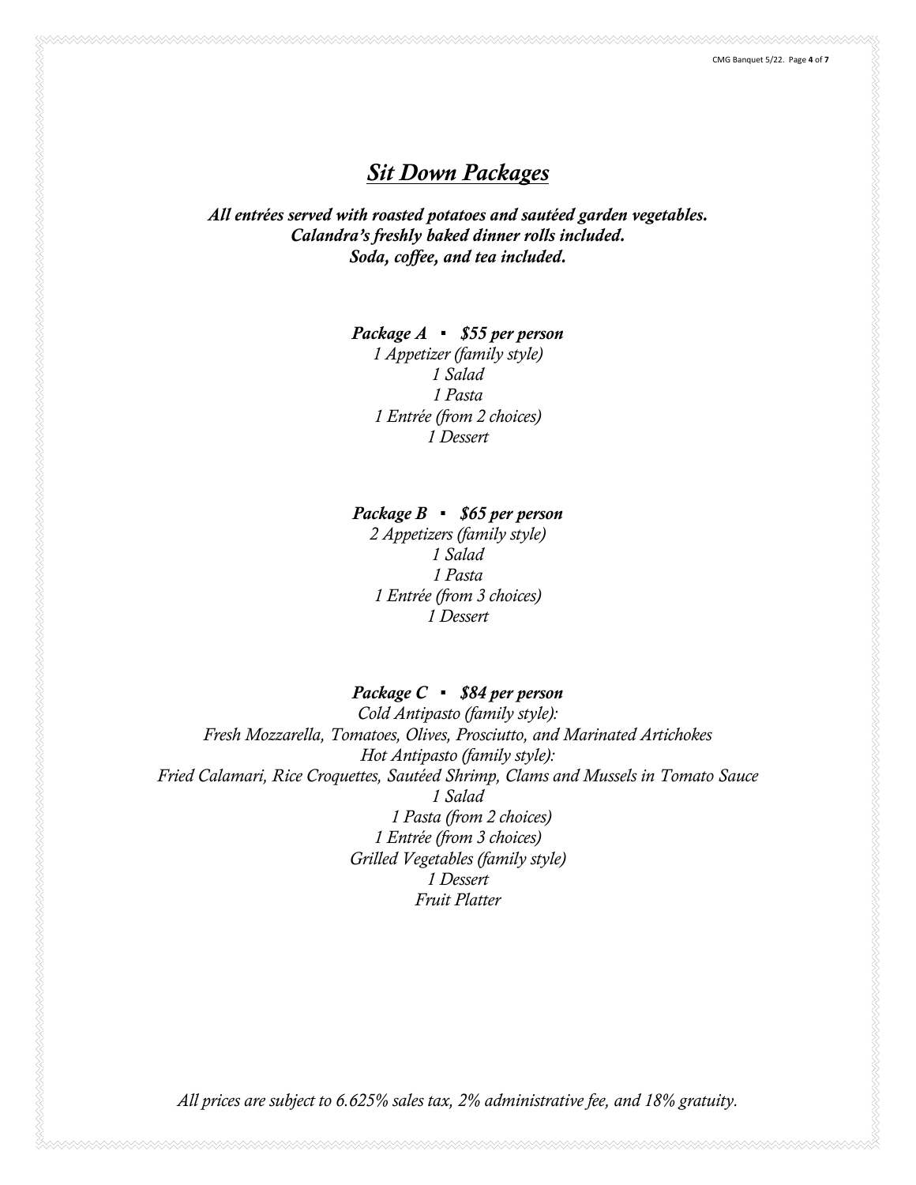# *Sit Down Packages*

***All entrées served with roasted potatoes and sautéed garden vegetables.***
***Calandra's freshly baked dinner rolls included.***
***Soda, coffee, and tea included.***

***Package A ▪ $55 per person***

*1 Appetizer (family style)*
*1 Salad*
*1 Pasta*
*1 Entrée (from 2 choices)*
*1 Dessert*

***Package B ▪ $65 per person***

*2 Appetizers (family style)*
*1 Salad*
*1 Pasta*
*1 Entrée (from 3 choices)*
*1 Dessert*

***Package C ▪ $84 per person***

*Cold Antipasto (family style):*
*Fresh Mozzarella, Tomatoes, Olives, Prosciutto, and Marinated Artichokes*
*Hot Antipasto (family style):*
*Fried Calamari, Rice Croquettes, Sautéed Shrimp, Clams and Mussels in Tomato Sauce*
*1 Salad*
*1 Pasta (from 2 choices)*
*1 Entrée (from 3 choices)*
*Grilled Vegetables (family style)*
*1 Dessert*
*Fruit Platter*

*All prices are subject to 6.625% sales tax, 2% administrative fee, and 18% gratuity.*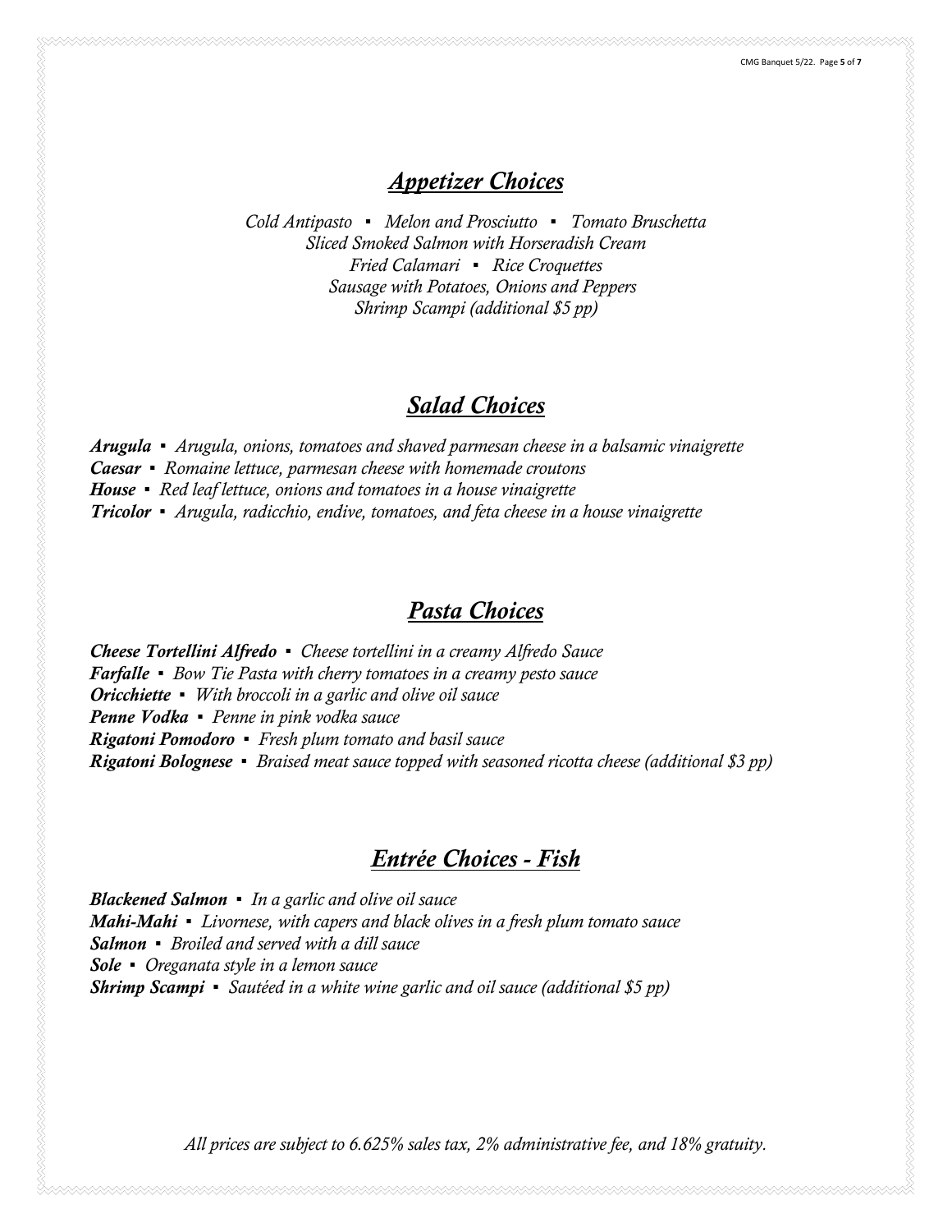## *Appetizer Choices*

*Cold Antipasto ▪ Melon and Prosciutto ▪ Tomato Bruschetta*
*Sliced Smoked Salmon with Horseradish Cream*
*Fried Calamari ▪ Rice Croquettes*
*Sausage with Potatoes, Onions and Peppers*
*Shrimp Scampi (additional $5 pp)*

## *Salad Choices*

***Arugula*** ▪ *Arugula, onions, tomatoes and shaved parmesan cheese in a balsamic vinaigrette*
***Caesar*** ▪ *Romaine lettuce, parmesan cheese with homemade croutons*
***House*** ▪ *Red leaf lettuce, onions and tomatoes in a house vinaigrette*
***Tricolor*** ▪ *Arugula, radicchio, endive, tomatoes, and feta cheese in a house vinaigrette*

## *Pasta Choices*

***Cheese Tortellini Alfredo*** ▪ *Cheese tortellini in a creamy Alfredo Sauce*
***Farfalle*** ▪ *Bow Tie Pasta with cherry tomatoes in a creamy pesto sauce*
***Oricchiette*** ▪ *With broccoli in a garlic and olive oil sauce*
***Penne Vodka*** ▪ *Penne in pink vodka sauce*
***Rigatoni Pomodoro*** ▪ *Fresh plum tomato and basil sauce*
***Rigatoni Bolognese*** ▪ *Braised meat sauce topped with seasoned ricotta cheese (additional $3 pp)*

## *Entrée Choices - Fish*

***Blackened Salmon*** ▪ *In a garlic and olive oil sauce*
***Mahi-Mahi*** ▪ *Livornese, with capers and black olives in a fresh plum tomato sauce*
***Salmon*** ▪ *Broiled and served with a dill sauce*
***Sole*** ▪ *Oreganata style in a lemon sauce*
***Shrimp Scampi*** ▪ *Sautéed in a white wine garlic and oil sauce (additional $5 pp)*

*All prices are subject to 6.625% sales tax, 2% administrative fee, and 18% gratuity.*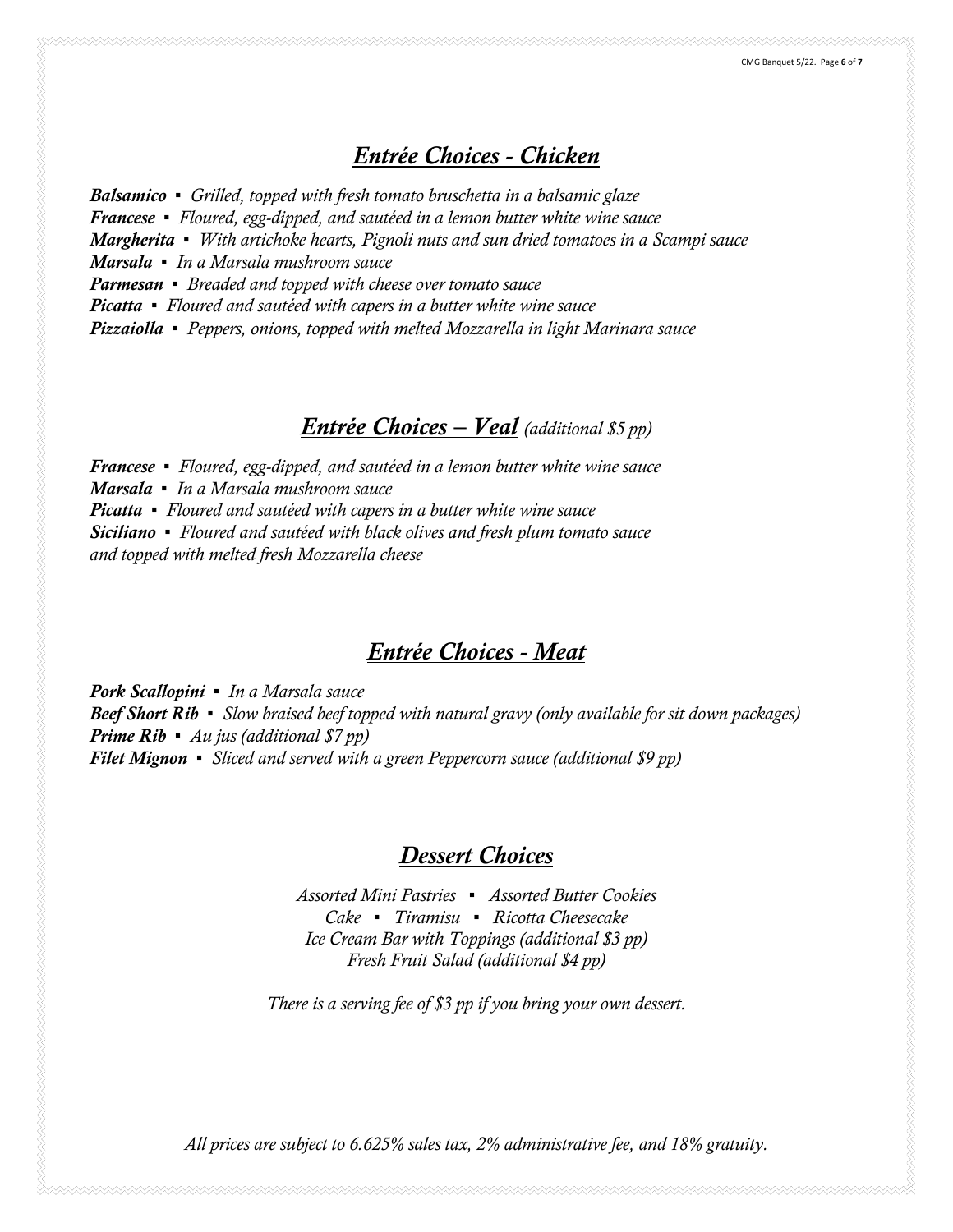## *Entrée Choices - Chicken*

***Balsamico*** ▪ *Grilled, topped with fresh tomato bruschetta in a balsamic glaze*
***Francese*** ▪ *Floured, egg-dipped, and sautéed in a lemon butter white wine sauce*
***Margherita*** ▪ *With artichoke hearts, Pignoli nuts and sun dried tomatoes in a Scampi sauce*
***Marsala*** ▪ *In a Marsala mushroom sauce*
***Parmesan*** ▪ *Breaded and topped with cheese over tomato sauce*
***Picatta*** ▪ *Floured and sautéed with capers in a butter white wine sauce*
***Pizzaiolla*** ▪ *Peppers, onions, topped with melted Mozzarella in light Marinara sauce*

## ***Entrée Choices – Veal*** *(additional $5 pp)*

***Francese*** ▪ *Floured, egg-dipped, and sautéed in a lemon butter white wine sauce*
***Marsala*** ▪ *In a Marsala mushroom sauce*
***Picatta*** ▪ *Floured and sautéed with capers in a butter white wine sauce*
***Siciliano*** ▪ *Floured and sautéed with black olives and fresh plum tomato sauce and topped with melted fresh Mozzarella cheese*

## *Entrée Choices - Meat*

***Pork Scallopini*** ▪ *In a Marsala sauce*
***Beef Short Rib*** ▪ *Slow braised beef topped with natural gravy (only available for sit down packages)*
***Prime Rib*** ▪ *Au jus (additional $7 pp)*
***Filet Mignon*** ▪ *Sliced and served with a green Peppercorn sauce (additional $9 pp)*

## *Dessert Choices*

*Assorted Mini Pastries* ▪ *Assorted Butter Cookies*
*Cake* ▪ *Tiramisu* ▪ *Ricotta Cheesecake*
*Ice Cream Bar with Toppings (additional $3 pp)*
*Fresh Fruit Salad (additional $4 pp)*

*There is a serving fee of $3 pp if you bring your own dessert.*

*All prices are subject to 6.625% sales tax, 2% administrative fee, and 18% gratuity.*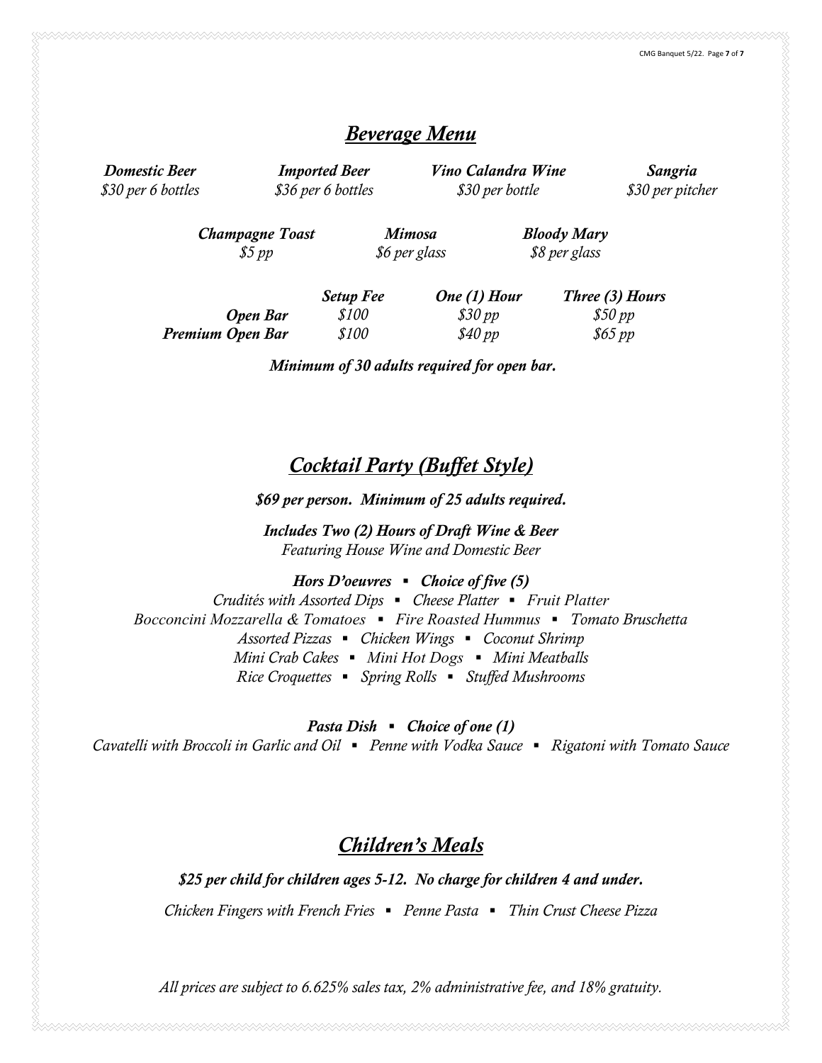## *Beverage Menu*

| Domestic Beer | Imported Beer | Vino Calandra Wine | Sangria |
|---|---|---|---|
| $30 per 6 bottles | $36 per 6 bottles | $30 per bottle | $30 per pitcher |

| Champagne Toast | Mimosa | Bloody Mary |
|---|---|---|
| $5 pp | $6 per glass | $8 per glass |

| | Setup Fee | One (1) Hour | Three (3) Hours |
|---|---|---|---|
| **Open Bar** | $100 | $30 pp | $50 pp |
| **Premium Open Bar** | $100 | $40 pp | $65 pp |

***Minimum of 30 adults required for open bar.***

## *Cocktail Party (Buffet Style)*

***$69 per person. Minimum of 25 adults required.***

***Includes Two (2) Hours of Draft Wine & Beer***
*Featuring House Wine and Domestic Beer*

***Hors D'oeuvres ▪ Choice of five (5)***

*Crudités with Assorted Dips ▪ Cheese Platter ▪ Fruit Platter*
*Bocconcini Mozzarella & Tomatoes ▪ Fire Roasted Hummus ▪ Tomato Bruschetta*
*Assorted Pizzas ▪ Chicken Wings ▪ Coconut Shrimp*
*Mini Crab Cakes ▪ Mini Hot Dogs ▪ Mini Meatballs*
*Rice Croquettes ▪ Spring Rolls ▪ Stuffed Mushrooms*

***Pasta Dish ▪ Choice of one (1)***

*Cavatelli with Broccoli in Garlic and Oil ▪ Penne with Vodka Sauce ▪ Rigatoni with Tomato Sauce*

## *Children's Meals*

***$25 per child for children ages 5-12. No charge for children 4 and under.***

*Chicken Fingers with French Fries ▪ Penne Pasta ▪ Thin Crust Cheese Pizza*

*All prices are subject to 6.625% sales tax, 2% administrative fee, and 18% gratuity.*